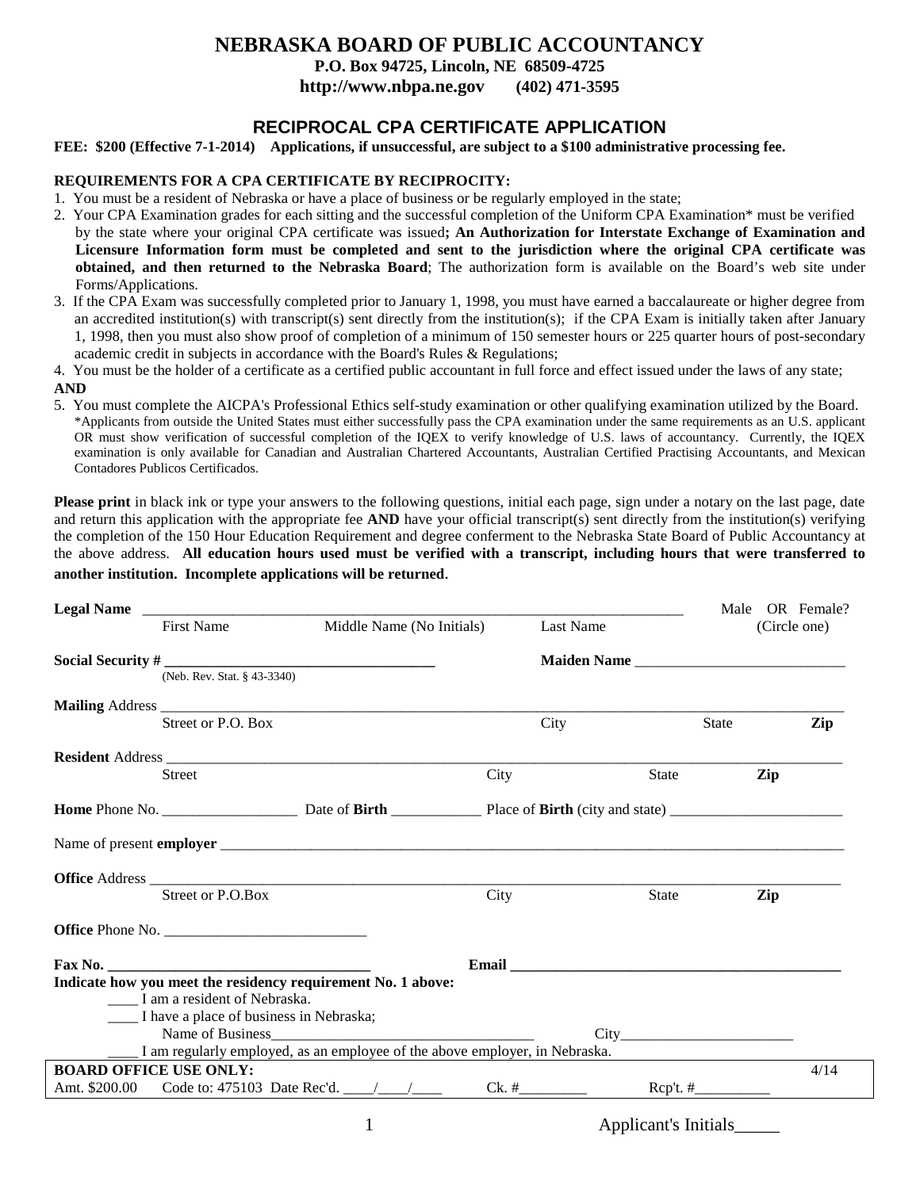# NEBRASKA BOARD OF PUBLIC ACCOUNTANCY

**P.O. Box 94725, Lincoln, NE 68509-4725**

**http://www.nbpa.ne.gov (402) 471-3595**

## RECIPROCAL CPA CERTIFICATE APPLICATION

**FEE: $200 (Effective 7-1-2014) Applications, if unsuccessful, are subject to a $100 administrative processing fee.**

**REQUIREMENTS FOR A CPA CERTIFICATE BY RECIPROCITY:**

1. You must be a resident of Nebraska or have a place of business or be regularly employed in the state;
2. Your CPA Examination grades for each sitting and the successful completion of the Uniform CPA Examination* must be verified by the state where your original CPA certificate was issued**; An Authorization for Interstate Exchange of Examination and Licensure Information form must be completed and sent to the jurisdiction where the original CPA certificate was obtained, and then returned to the Nebraska Board**; The authorization form is available on the Board's web site under Forms/Applications.
3. If the CPA Exam was successfully completed prior to January 1, 1998, you must have earned a baccalaureate or higher degree from an accredited institution(s) with transcript(s) sent directly from the institution(s); if the CPA Exam is initially taken after January 1, 1998, then you must also show proof of completion of a minimum of 150 semester hours or 225 quarter hours of post-secondary academic credit in subjects in accordance with the Board's Rules & Regulations;
4. You must be the holder of a certificate as a certified public accountant in full force and effect issued under the laws of any state;

**AND**

5. You must complete the AICPA's Professional Ethics self-study examination or other qualifying examination utilized by the Board.
   *Applicants from outside the United States must either successfully pass the CPA examination under the same requirements as an U.S. applicant OR must show verification of successful completion of the IQEX to verify knowledge of U.S. laws of accountancy. Currently, the IQEX examination is only available for Canadian and Australian Chartered Accountants, Australian Certified Practising Accountants, and Mexican Contadores Publicos Certificados.

**Please print** in black ink or type your answers to the following questions, initial each page, sign under a notary on the last page, date and return this application with the appropriate fee **AND** have your official transcript(s) sent directly from the institution(s) verifying the completion of the 150 Hour Education Requirement and degree conferment to the Nebraska State Board of Public Accountancy at the above address. **All education hours used must be verified with a transcript, including hours that were transferred to another institution. Incomplete applications will be returned**.

**Legal Name** ______________________________________________ Male OR Female? (Circle one)
First Name Middle Name (No Initials) Last Name

**Social Security #** ______________________ (Neb. Rev. Stat. § 43-3340) **Maiden Name** ______________________

**Mailing** Address ______________________________________________
Street or P.O. Box City State **Zip**

**Resident** Address ______________________________________________
Street City State **Zip**

**Home** Phone No. ______________ Date of **Birth** ____________ Place of **Birth** (city and state) ______________________

Name of present **employer** ______________________________________________

**Office** Address ______________________________________________
Street or P.O.Box City State **Zip**

**Office** Phone No. ______________________

**Fax No.** ______________________ **Email** ______________________

**Indicate how you meet the residency requirement No. 1 above:**

____ I am a resident of Nebraska.

____ I have a place of business in Nebraska;
Name of Business______________________ City______________________

____ I am regularly employed, as an employee of the above employer, in Nebraska.

| **BOARD OFFICE USE ONLY:** | | | | 4/14 |
|---|---|---|---|---|
| Amt. $200.00 | Code to: 475103 Date Rec'd. ____/____/____ | Ck. #_________ | Rcp't. #_________ | |

Applicant's Initials_____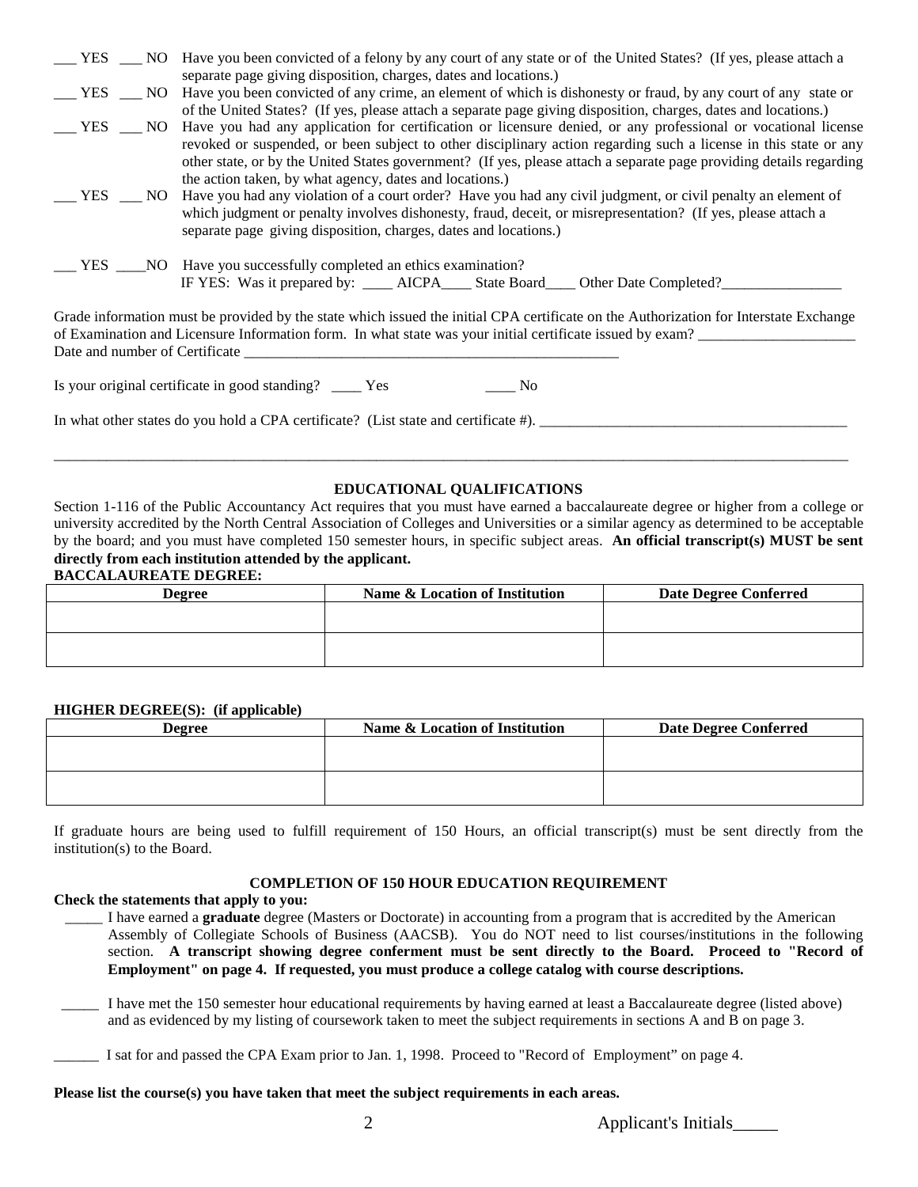___ YES ___ NO Have you been convicted of a felony by any court of any state or of the United States? (If yes, please attach a separate page giving disposition, charges, dates and locations.)

___ YES ___ NO Have you been convicted of any crime, an element of which is dishonesty or fraud, by any court of any state or of the United States? (If yes, please attach a separate page giving disposition, charges, dates and locations.)

___ YES ___ NO Have you had any application for certification or licensure denied, or any professional or vocational license revoked or suspended, or been subject to other disciplinary action regarding such a license in this state or any other state, or by the United States government? (If yes, please attach a separate page providing details regarding the action taken, by what agency, dates and locations.)

___ YES ___ NO Have you had any violation of a court order? Have you had any civil judgment, or civil penalty an element of which judgment or penalty involves dishonesty, fraud, deceit, or misrepresentation? (If yes, please attach a separate page giving disposition, charges, dates and locations.)

___ YES ____NO Have you successfully completed an ethics examination?
IF YES: Was it prepared by: ____ AICPA____ State Board____ Other Date Completed?________________

Grade information must be provided by the state which issued the initial CPA certificate on the Authorization for Interstate Exchange of Examination and Licensure Information form. In what state was your initial certificate issued by exam? _____________________
Date and number of Certificate ____________________________________________________

Is your original certificate in good standing? ____ Yes ____ No

In what other states do you hold a CPA certificate? (List state and certificate #). __________________________________________

_____________________________________________________________________________________________________________

## EDUCATIONAL QUALIFICATIONS

Section 1-116 of the Public Accountancy Act requires that you must have earned a baccalaureate degree or higher from a college or university accredited by the North Central Association of Colleges and Universities or a similar agency as determined to be acceptable by the board; and you must have completed 150 semester hours, in specific subject areas. **An official transcript(s) MUST be sent directly from each institution attended by the applicant.**

**BACCALAUREATE DEGREE:**

| Degree | Name & Location of Institution | Date Degree Conferred |
|---|---|---|
| | | |
| | | |

**HIGHER DEGREE(S): (if applicable)**

| Degree | Name & Location of Institution | Date Degree Conferred |
|---|---|---|
| | | |
| | | |

If graduate hours are being used to fulfill requirement of 150 Hours, an official transcript(s) must be sent directly from the institution(s) to the Board.

## COMPLETION OF 150 HOUR EDUCATION REQUIREMENT

**Check the statements that apply to you:**

_____ I have earned a **graduate** degree (Masters or Doctorate) in accounting from a program that is accredited by the American Assembly of Collegiate Schools of Business (AACSB). You do NOT need to list courses/institutions in the following section. **A transcript showing degree conferment must be sent directly to the Board. Proceed to "Record of Employment" on page 4. If requested, you must produce a college catalog with course descriptions.**

_____ I have met the 150 semester hour educational requirements by having earned at least a Baccalaureate degree (listed above) and as evidenced by my listing of coursework taken to meet the subject requirements in sections A and B on page 3.

______ I sat for and passed the CPA Exam prior to Jan. 1, 1998. Proceed to "Record of Employment" on page 4.

**Please list the course(s) you have taken that meet the subject requirements in each areas.**

Applicant's Initials_____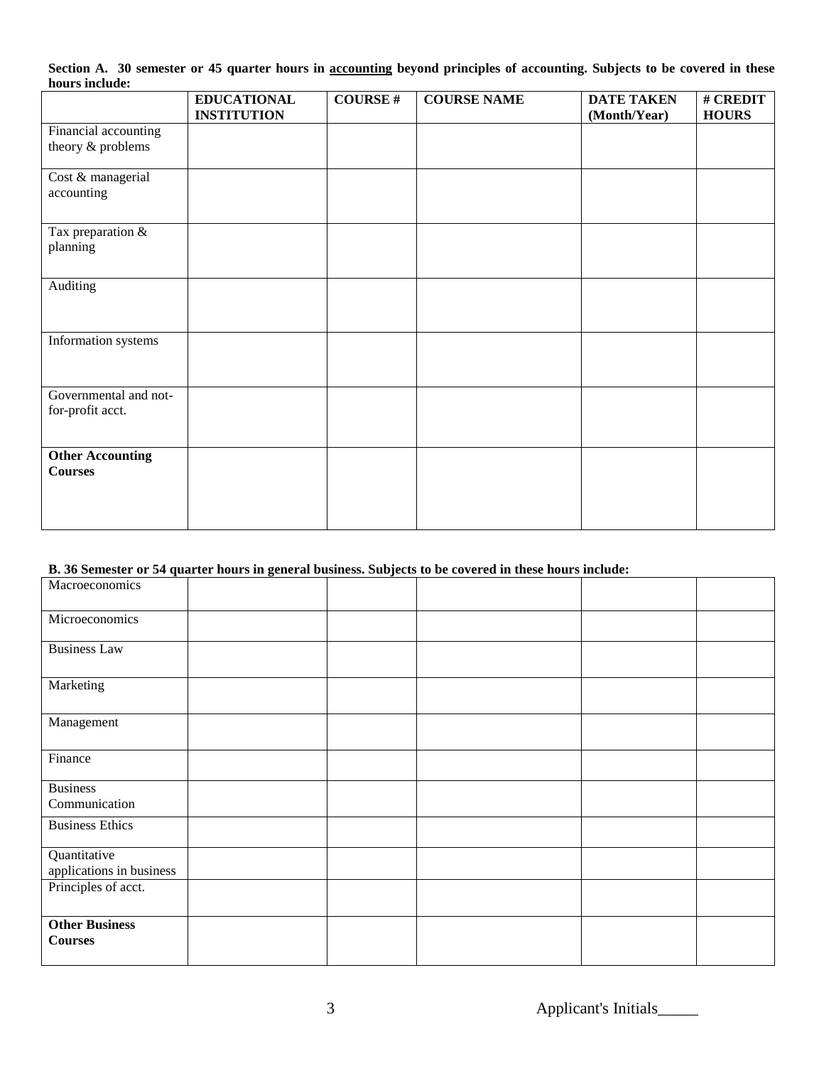**Section A. 30 semester or 45 quarter hours in accounting beyond principles of accounting. Subjects to be covered in these hours include:**

| | EDUCATIONAL INSTITUTION | COURSE # | COURSE NAME | DATE TAKEN (Month/Year) | # CREDIT HOURS |
|---|---|---|---|---|---|
| Financial accounting theory & problems | | | | | |
| Cost & managerial accounting | | | | | |
| Tax preparation & planning | | | | | |
| Auditing | | | | | |
| Information systems | | | | | |
| Governmental and not-for-profit acct. | | | | | |
| **Other Accounting Courses** | | | | | |

**B. 36 Semester or 54 quarter hours in general business. Subjects to be covered in these hours include:**

| | | | | | |
|---|---|---|---|---|---|
| Macroeconomics | | | | | |
| Microeconomics | | | | | |
| Business Law | | | | | |
| Marketing | | | | | |
| Management | | | | | |
| Finance | | | | | |
| Business Communication | | | | | |
| Business Ethics | | | | | |
| Quantitative applications in business | | | | | |
| Principles of acct. | | | | | |
| **Other Business Courses** | | | | | |

Applicant's Initials_____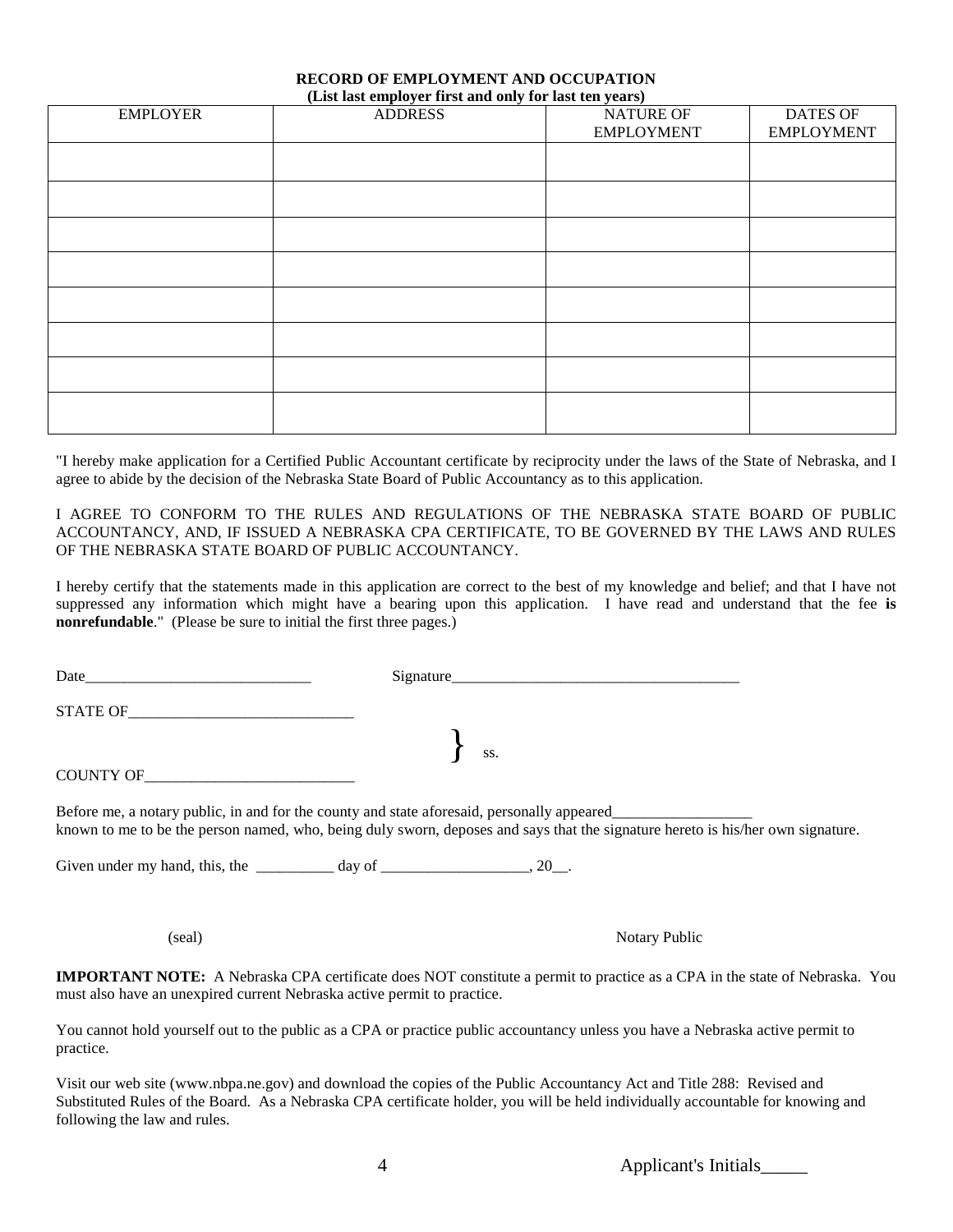**RECORD OF EMPLOYMENT AND OCCUPATION**
**(List last employer first and only for last ten years)**

| EMPLOYER | ADDRESS | NATURE OF EMPLOYMENT | DATES OF EMPLOYMENT |
|---|---|---|---|
| | | | |
| | | | |
| | | | |
| | | | |
| | | | |
| | | | |
| | | | |
| | | | |

"I hereby make application for a Certified Public Accountant certificate by reciprocity under the laws of the State of Nebraska, and I agree to abide by the decision of the Nebraska State Board of Public Accountancy as to this application.

I AGREE TO CONFORM TO THE RULES AND REGULATIONS OF THE NEBRASKA STATE BOARD OF PUBLIC ACCOUNTANCY, AND, IF ISSUED A NEBRASKA CPA CERTIFICATE, TO BE GOVERNED BY THE LAWS AND RULES OF THE NEBRASKA STATE BOARD OF PUBLIC ACCOUNTANCY.

I hereby certify that the statements made in this application are correct to the best of my knowledge and belief; and that I have not suppressed any information which might have a bearing upon this application. I have read and understand that the fee **is nonrefundable**." (Please be sure to initial the first three pages.)

Date_____________________________ Signature_____________________________________

STATE OF____________________________

} ss.

COUNTY OF__________________________

Before me, a notary public, in and for the county and state aforesaid, personally appeared__________________ known to me to be the person named, who, being duly sworn, deposes and says that the signature hereto is his/her own signature.

Given under my hand, this, the __________ day of ___________________, 20__.

(seal) Notary Public

**IMPORTANT NOTE:** A Nebraska CPA certificate does NOT constitute a permit to practice as a CPA in the state of Nebraska. You must also have an unexpired current Nebraska active permit to practice.

You cannot hold yourself out to the public as a CPA or practice public accountancy unless you have a Nebraska active permit to practice.

Visit our web site (www.nbpa.ne.gov) and download the copies of the Public Accountancy Act and Title 288: Revised and Substituted Rules of the Board. As a Nebraska CPA certificate holder, you will be held individually accountable for knowing and following the law and rules.

Applicant's Initials_____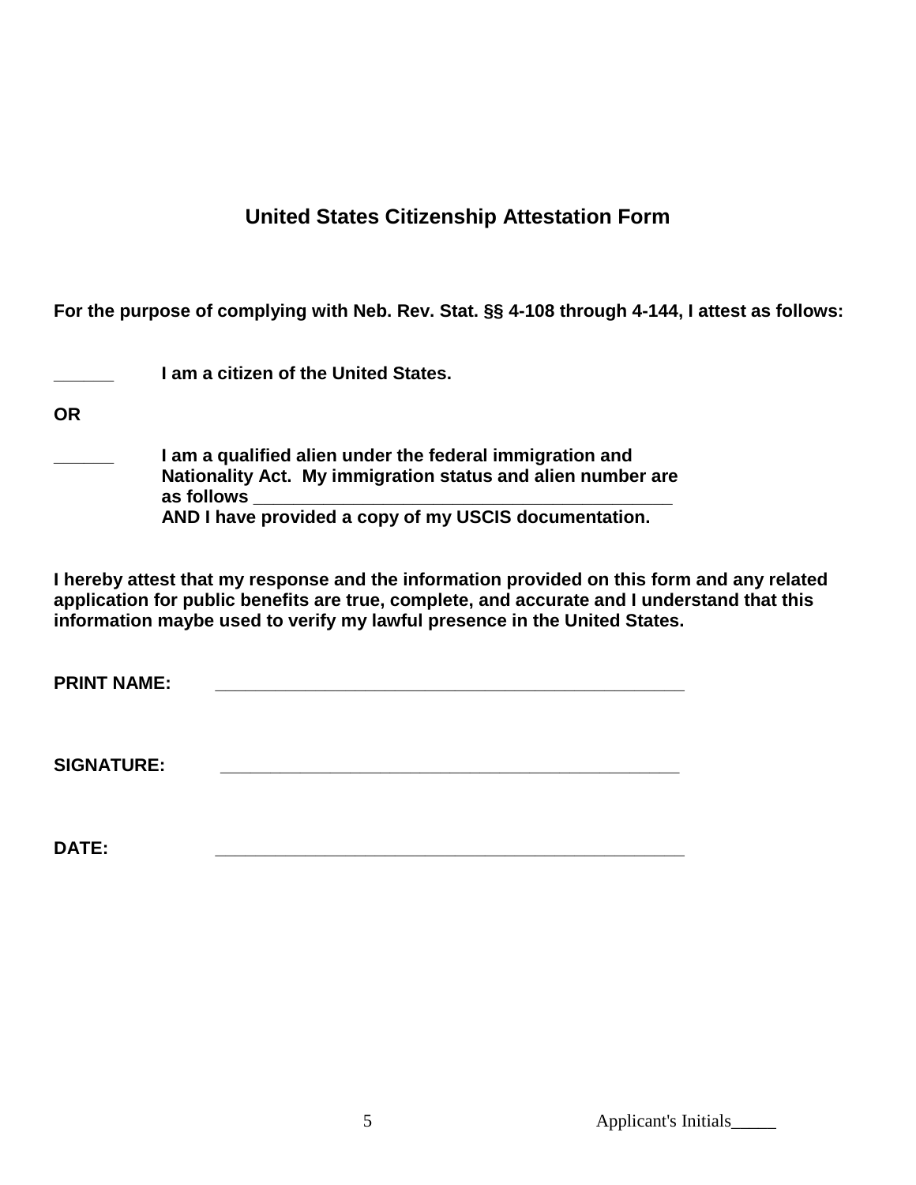# United States Citizenship Attestation Form

**For the purpose of complying with Neb. Rev. Stat. §§ 4-108 through 4-144, I attest as follows:**

______ **I am a citizen of the United States.**

**OR**

______ **I am a qualified alien under the federal immigration and Nationality Act. My immigration status and alien number are as follows ____________________________________________ AND I have provided a copy of my USCIS documentation.**

**I hereby attest that my response and the information provided on this form and any related application for public benefits are true, complete, and accurate and I understand that this information maybe used to verify my lawful presence in the United States.**

**PRINT NAME:** __________________________________________________

**SIGNATURE:** __________________________________________________

**DATE:** __________________________________________________

Applicant's Initials_____